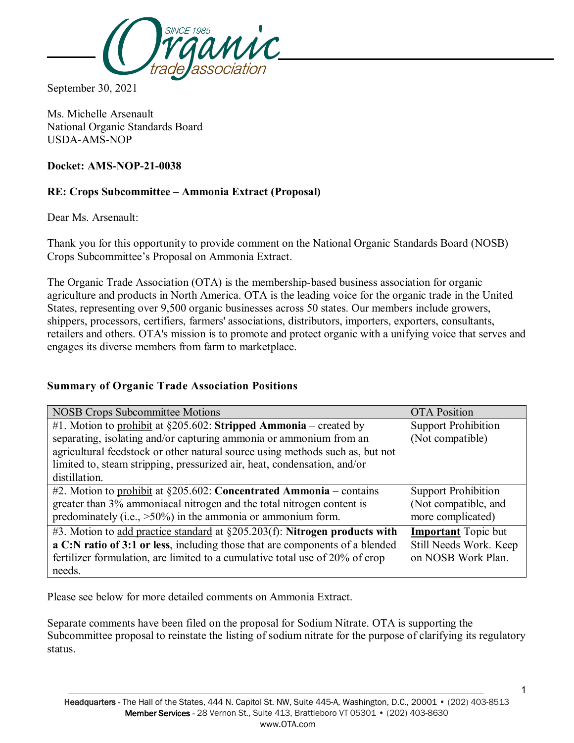September 30, 2021

Ms. Michelle Arsenault
National Organic Standards Board
USDA-AMS-NOP

**Docket: AMS-NOP-21-0038**

**RE: Crops Subcommittee – Ammonia Extract (Proposal)**

Dear Ms. Arsenault:

Thank you for this opportunity to provide comment on the National Organic Standards Board (NOSB) Crops Subcommittee's Proposal on Ammonia Extract.

The Organic Trade Association (OTA) is the membership-based business association for organic agriculture and products in North America. OTA is the leading voice for the organic trade in the United States, representing over 9,500 organic businesses across 50 states. Our members include growers, shippers, processors, certifiers, farmers' associations, distributors, importers, exporters, consultants, retailers and others. OTA's mission is to promote and protect organic with a unifying voice that serves and engages its diverse members from farm to marketplace.

## Summary of Organic Trade Association Positions

| NOSB Crops Subcommittee Motions | OTA Position |
| --- | --- |
| #1. Motion to prohibit at §205.602: **Stripped Ammonia** – created by separating, isolating and/or capturing ammonia or ammonium from an agricultural feedstock or other natural source using methods such as, but not limited to, steam stripping, pressurized air, heat, condensation, and/or distillation. | Support Prohibition (Not compatible) |
| #2. Motion to prohibit at §205.602: **Concentrated Ammonia** – contains greater than 3% ammoniacal nitrogen and the total nitrogen content is predominately (i.e., >50%) in the ammonia or ammonium form. | Support Prohibition (Not compatible, and more complicated) |
| #3. Motion to add practice standard at §205.203(f): **Nitrogen products with a C:N ratio of 3:1 or less**, including those that are components of a blended fertilizer formulation, are limited to a cumulative total use of 20% of crop needs. | **Important** Topic but Still Needs Work. Keep on NOSB Work Plan. |

Please see below for more detailed comments on Ammonia Extract.

Separate comments have been filed on the proposal for Sodium Nitrate. OTA is supporting the Subcommittee proposal to reinstate the listing of sodium nitrate for the purpose of clarifying its regulatory status.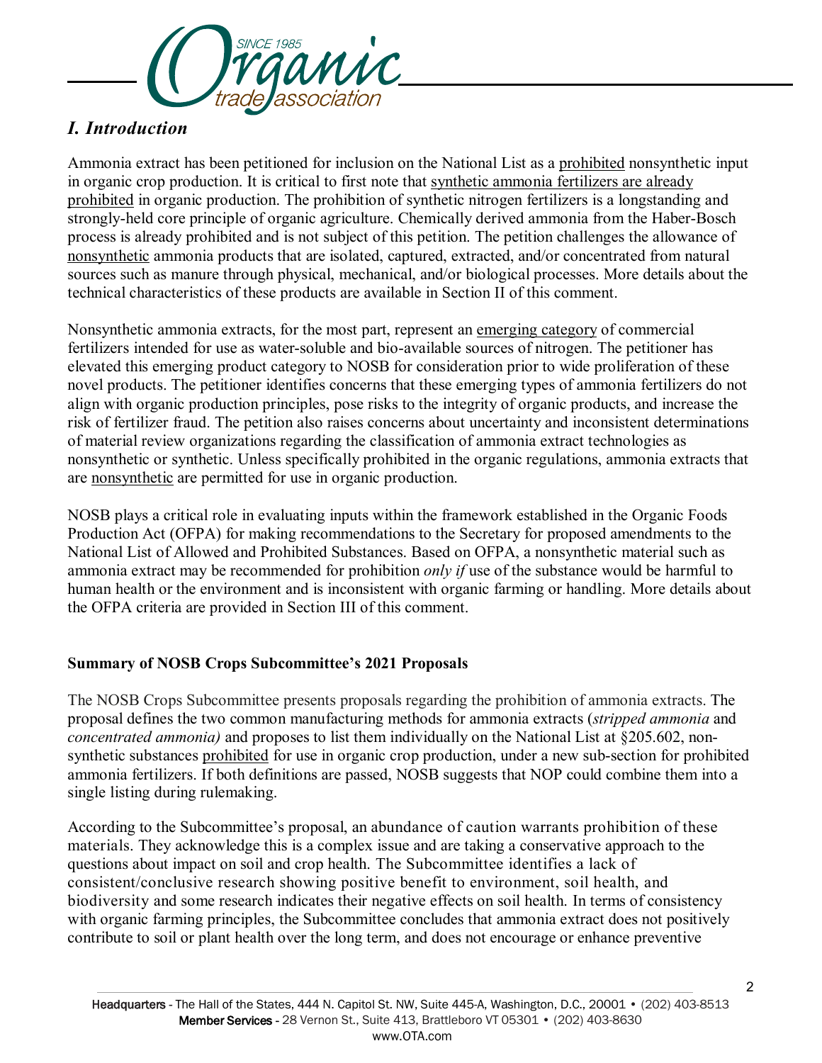## *I. Introduction*

Ammonia extract has been petitioned for inclusion on the National List as a prohibited nonsynthetic input in organic crop production. It is critical to first note that synthetic ammonia fertilizers are already prohibited in organic production. The prohibition of synthetic nitrogen fertilizers is a longstanding and strongly-held core principle of organic agriculture. Chemically derived ammonia from the Haber-Bosch process is already prohibited and is not subject of this petition. The petition challenges the allowance of nonsynthetic ammonia products that are isolated, captured, extracted, and/or concentrated from natural sources such as manure through physical, mechanical, and/or biological processes. More details about the technical characteristics of these products are available in Section II of this comment.

Nonsynthetic ammonia extracts, for the most part, represent an emerging category of commercial fertilizers intended for use as water-soluble and bio-available sources of nitrogen. The petitioner has elevated this emerging product category to NOSB for consideration prior to wide proliferation of these novel products. The petitioner identifies concerns that these emerging types of ammonia fertilizers do not align with organic production principles, pose risks to the integrity of organic products, and increase the risk of fertilizer fraud. The petition also raises concerns about uncertainty and inconsistent determinations of material review organizations regarding the classification of ammonia extract technologies as nonsynthetic or synthetic. Unless specifically prohibited in the organic regulations, ammonia extracts that are nonsynthetic are permitted for use in organic production.

NOSB plays a critical role in evaluating inputs within the framework established in the Organic Foods Production Act (OFPA) for making recommendations to the Secretary for proposed amendments to the National List of Allowed and Prohibited Substances. Based on OFPA, a nonsynthetic material such as ammonia extract may be recommended for prohibition *only if* use of the substance would be harmful to human health or the environment and is inconsistent with organic farming or handling. More details about the OFPA criteria are provided in Section III of this comment.

### **Summary of NOSB Crops Subcommittee's 2021 Proposals**

The NOSB Crops Subcommittee presents proposals regarding the prohibition of ammonia extracts. The proposal defines the two common manufacturing methods for ammonia extracts (*stripped ammonia* and *concentrated ammonia)* and proposes to list them individually on the National List at §205.602, non-synthetic substances prohibited for use in organic crop production, under a new sub-section for prohibited ammonia fertilizers. If both definitions are passed, NOSB suggests that NOP could combine them into a single listing during rulemaking.

According to the Subcommittee's proposal, an abundance of caution warrants prohibition of these materials. They acknowledge this is a complex issue and are taking a conservative approach to the questions about impact on soil and crop health. The Subcommittee identifies a lack of consistent/conclusive research showing positive benefit to environment, soil health, and biodiversity and some research indicates their negative effects on soil health. In terms of consistency with organic farming principles, the Subcommittee concludes that ammonia extract does not positively contribute to soil or plant health over the long term, and does not encourage or enhance preventive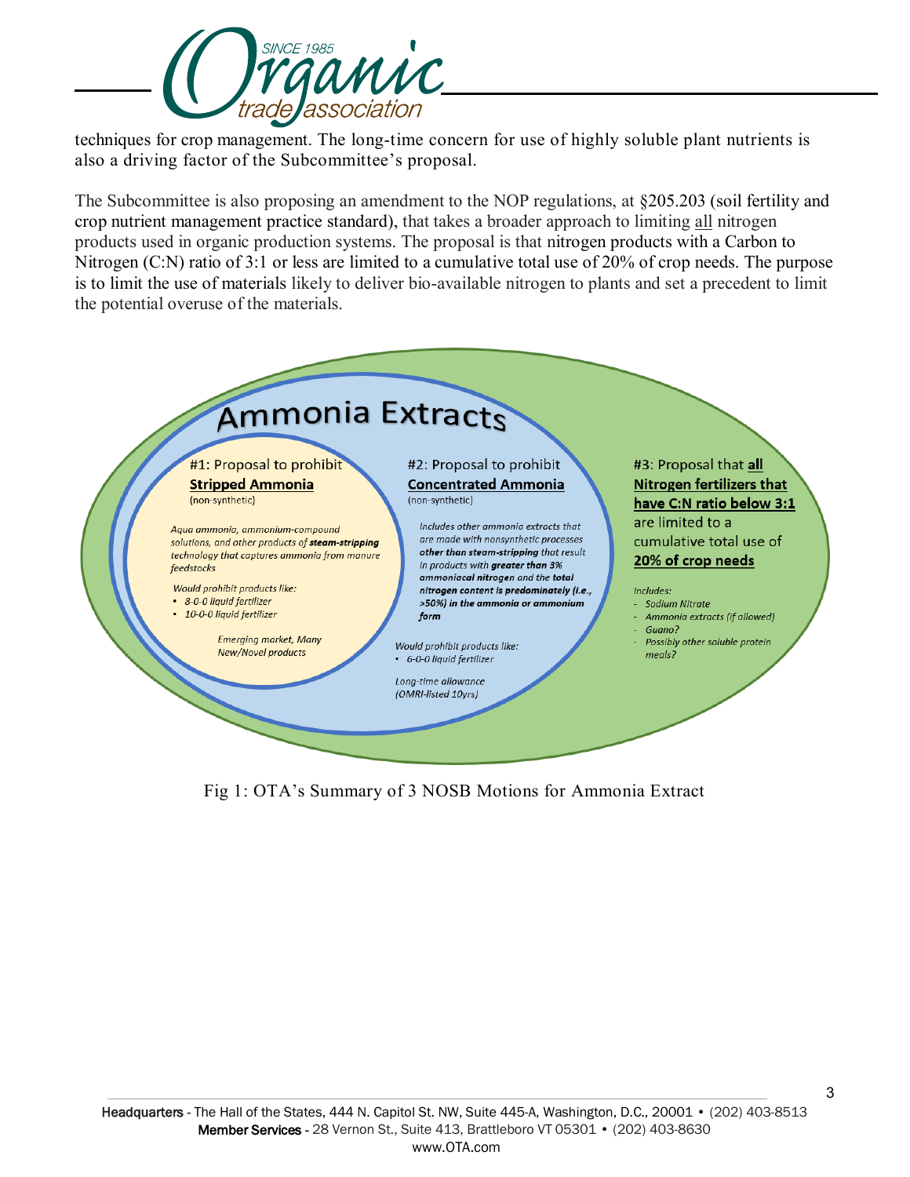techniques for crop management. The long-time concern for use of highly soluble plant nutrients is also a driving factor of the Subcommittee's proposal.

The Subcommittee is also proposing an amendment to the NOP regulations, at §205.203 (soil fertility and crop nutrient management practice standard), that takes a broader approach to limiting all nitrogen products used in organic production systems. The proposal is that nitrogen products with a Carbon to Nitrogen (C:N) ratio of 3:1 or less are limited to a cumulative total use of 20% of crop needs. The purpose is to limit the use of materials likely to deliver bio-available nitrogen to plants and set a precedent to limit the potential overuse of the materials.

**Ammonia Extracts**

#1: Proposal to prohibit **Stripped Ammonia** (non-synthetic)

*Aqua ammonia, ammonium-compound solutions, and other products of **steam-stripping** technology that captures ammonia from manure feedstocks*

*Would prohibit products like:*

- *8-0-0 liquid fertilizer*
- *10-0-0 liquid fertilizer*

*Emerging market, Many New/Novel products*

#2: Proposal to prohibit **Concentrated Ammonia** (non-synthetic)

*Includes other ammonia extracts that are made with nonsynthetic processes **other than steam-stripping** that result in products with **greater than 3% ammoniacal nitrogen** and the **total nitrogen content is predominately (i.e., >50%) in the ammonia or ammonium form***

*Would prohibit products like:*

- *6-0-0 liquid fertilizer*

*Long-time allowance (OMRI-listed 10yrs)*

#3: Proposal that **all Nitrogen fertilizers that have C:N ratio below 3:1** are limited to a cumulative total use of **20% of crop needs**

*Includes:*

- *Sodium Nitrate*
- *Ammonia extracts (if allowed)*
- *Guano?*
- *Possibly other soluble protein meals?*

Fig 1: OTA's Summary of 3 NOSB Motions for Ammonia Extract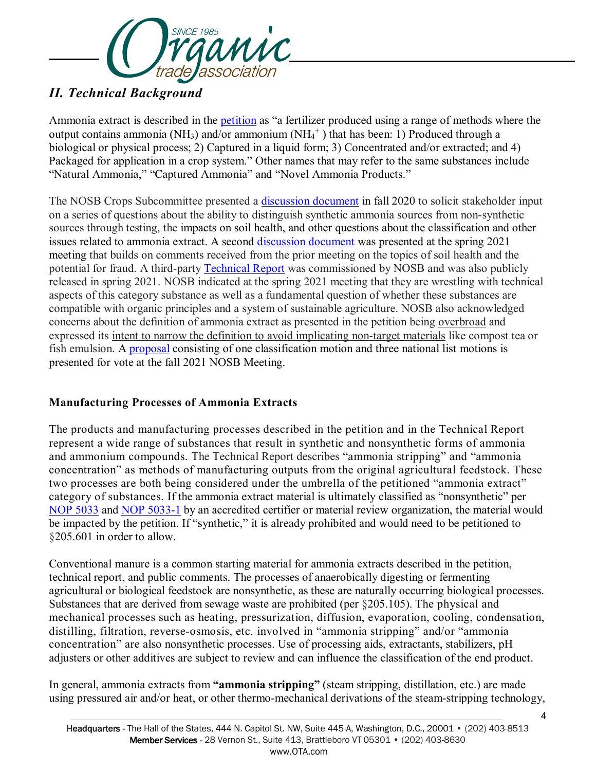## *II. Technical Background*

Ammonia extract is described in the petition as "a fertilizer produced using a range of methods where the output contains ammonia ($NH_3$) and/or ammonium ($NH_4^+$) that has been: 1) Produced through a biological or physical process; 2) Captured in a liquid form; 3) Concentrated and/or extracted; and 4) Packaged for application in a crop system." Other names that may refer to the same substances include "Natural Ammonia," "Captured Ammonia" and "Novel Ammonia Products."

The NOSB Crops Subcommittee presented a discussion document in fall 2020 to solicit stakeholder input on a series of questions about the ability to distinguish synthetic ammonia sources from non-synthetic sources through testing, the impacts on soil health, and other questions about the classification and other issues related to ammonia extract. A second discussion document was presented at the spring 2021 meeting that builds on comments received from the prior meeting on the topics of soil health and the potential for fraud. A third-party Technical Report was commissioned by NOSB and was also publicly released in spring 2021. NOSB indicated at the spring 2021 meeting that they are wrestling with technical aspects of this category substance as well as a fundamental question of whether these substances are compatible with organic principles and a system of sustainable agriculture. NOSB also acknowledged concerns about the definition of ammonia extract as presented in the petition being overbroad and expressed its intent to narrow the definition to avoid implicating non-target materials like compost tea or fish emulsion. A proposal consisting of one classification motion and three national list motions is presented for vote at the fall 2021 NOSB Meeting.

### Manufacturing Processes of Ammonia Extracts

The products and manufacturing processes described in the petition and in the Technical Report represent a wide range of substances that result in synthetic and nonsynthetic forms of ammonia and ammonium compounds. The Technical Report describes "ammonia stripping" and "ammonia concentration" as methods of manufacturing outputs from the original agricultural feedstock. These two processes are both being considered under the umbrella of the petitioned "ammonia extract" category of substances. If the ammonia extract material is ultimately classified as "nonsynthetic" per NOP 5033 and NOP 5033-1 by an accredited certifier or material review organization, the material would be impacted by the petition. If "synthetic," it is already prohibited and would need to be petitioned to §205.601 in order to allow.

Conventional manure is a common starting material for ammonia extracts described in the petition, technical report, and public comments. The processes of anaerobically digesting or fermenting agricultural or biological feedstock are nonsynthetic, as these are naturally occurring biological processes. Substances that are derived from sewage waste are prohibited (per §205.105). The physical and mechanical processes such as heating, pressurization, diffusion, evaporation, cooling, condensation, distilling, filtration, reverse-osmosis, etc. involved in "ammonia stripping" and/or "ammonia concentration" are also nonsynthetic processes. Use of processing aids, extractants, stabilizers, pH adjusters or other additives are subject to review and can influence the classification of the end product.

In general, ammonia extracts from **"ammonia stripping"** (steam stripping, distillation, etc.) are made using pressured air and/or heat, or other thermo-mechanical derivations of the steam-stripping technology,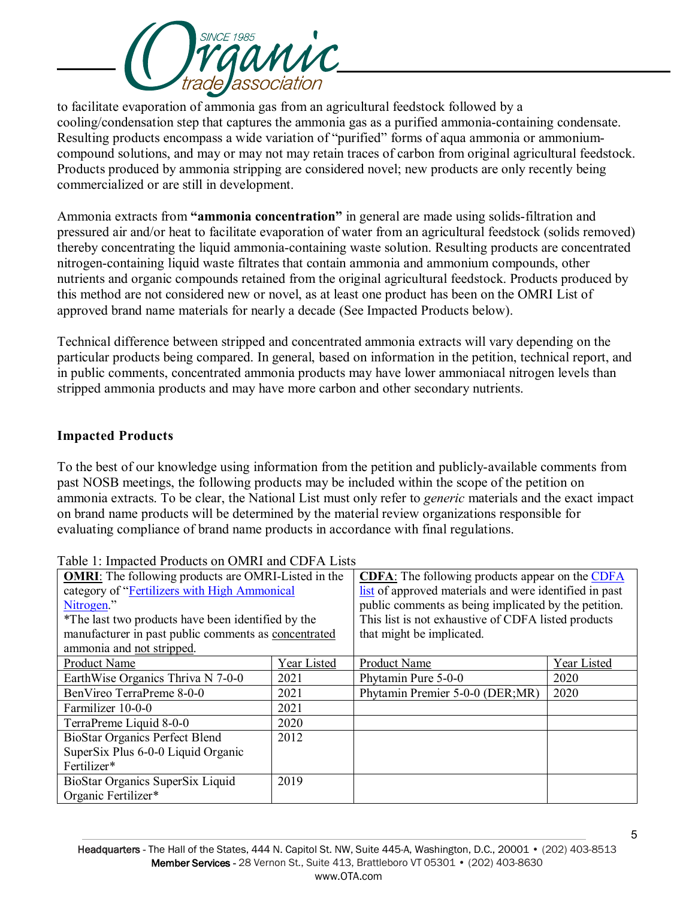to facilitate evaporation of ammonia gas from an agricultural feedstock followed by a cooling/condensation step that captures the ammonia gas as a purified ammonia-containing condensate. Resulting products encompass a wide variation of "purified" forms of aqua ammonia or ammonium-compound solutions, and may or may not may retain traces of carbon from original agricultural feedstock. Products produced by ammonia stripping are considered novel; new products are only recently being commercialized or are still in development.

Ammonia extracts from **"ammonia concentration"** in general are made using solids-filtration and pressured air and/or heat to facilitate evaporation of water from an agricultural feedstock (solids removed) thereby concentrating the liquid ammonia-containing waste solution. Resulting products are concentrated nitrogen-containing liquid waste filtrates that contain ammonia and ammonium compounds, other nutrients and organic compounds retained from the original agricultural feedstock. Products produced by this method are not considered new or novel, as at least one product has been on the OMRI List of approved brand name materials for nearly a decade (See Impacted Products below).

Technical difference between stripped and concentrated ammonia extracts will vary depending on the particular products being compared. In general, based on information in the petition, technical report, and in public comments, concentrated ammonia products may have lower ammoniacal nitrogen levels than stripped ammonia products and may have more carbon and other secondary nutrients.

## Impacted Products

To the best of our knowledge using information from the petition and publicly-available comments from past NOSB meetings, the following products may be included within the scope of the petition on ammonia extracts. To be clear, the National List must only refer to *generic* materials and the exact impact on brand name products will be determined by the material review organizations responsible for evaluating compliance of brand name products in accordance with final regulations.

Table 1: Impacted Products on OMRI and CDFA Lists

| **OMRI**: The following products are OMRI-Listed in the category of "Fertilizers with High Ammonical Nitrogen." *The last two products have been identified by the manufacturer in past public comments as concentrated ammonia and not stripped. | | **CDFA**: The following products appear on the CDFA list of approved materials and were identified in past public comments as being implicated by the petition. This list is not exhaustive of CDFA listed products that might be implicated. | |
|---|---|---|---|
| Product Name | Year Listed | Product Name | Year Listed |
| EarthWise Organics Thriva N 7-0-0 | 2021 | Phytamin Pure 5-0-0 | 2020 |
| BenVireo TerraPreme 8-0-0 | 2021 | Phytamin Premier 5-0-0 (DER;MR) | 2020 |
| Farmilizer 10-0-0 | 2021 | | |
| TerraPreme Liquid 8-0-0 | 2020 | | |
| BioStar Organics Perfect Blend SuperSix Plus 6-0-0 Liquid Organic Fertilizer* | 2012 | | |
| BioStar Organics SuperSix Liquid Organic Fertilizer* | 2019 | | |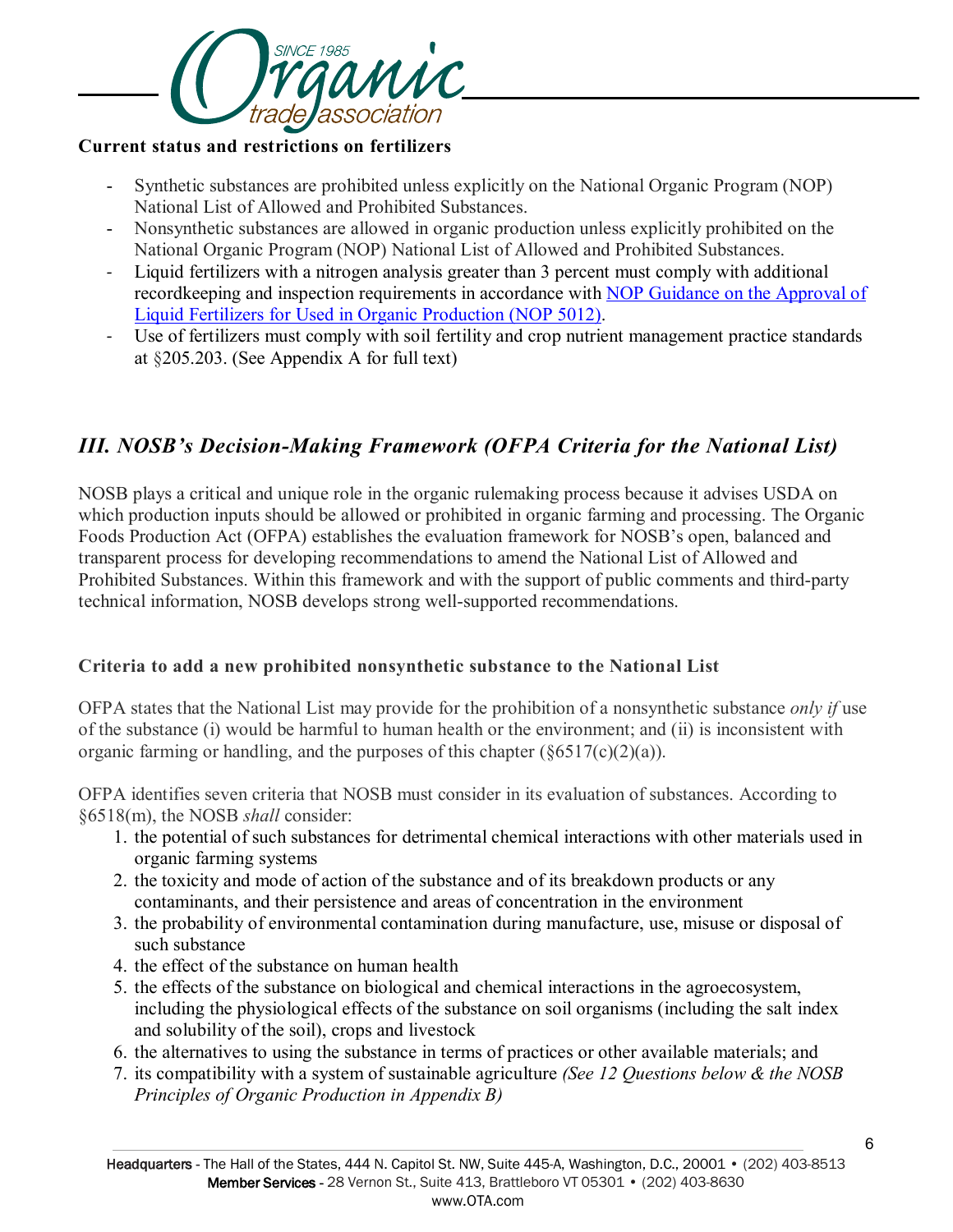**Current status and restrictions on fertilizers**

- Synthetic substances are prohibited unless explicitly on the National Organic Program (NOP) National List of Allowed and Prohibited Substances.
- Nonsynthetic substances are allowed in organic production unless explicitly prohibited on the National Organic Program (NOP) National List of Allowed and Prohibited Substances.
- Liquid fertilizers with a nitrogen analysis greater than 3 percent must comply with additional recordkeeping and inspection requirements in accordance with NOP Guidance on the Approval of Liquid Fertilizers for Used in Organic Production (NOP 5012).
- Use of fertilizers must comply with soil fertility and crop nutrient management practice standards at §205.203. (See Appendix A for full text)

## *III. NOSB's Decision-Making Framework (OFPA Criteria for the National List)*

NOSB plays a critical and unique role in the organic rulemaking process because it advises USDA on which production inputs should be allowed or prohibited in organic farming and processing. The Organic Foods Production Act (OFPA) establishes the evaluation framework for NOSB's open, balanced and transparent process for developing recommendations to amend the National List of Allowed and Prohibited Substances. Within this framework and with the support of public comments and third-party technical information, NOSB develops strong well-supported recommendations.

### Criteria to add a new prohibited nonsynthetic substance to the National List

OFPA states that the National List may provide for the prohibition of a nonsynthetic substance *only if* use of the substance (i) would be harmful to human health or the environment; and (ii) is inconsistent with organic farming or handling, and the purposes of this chapter (§6517(c)(2)(a)).

OFPA identifies seven criteria that NOSB must consider in its evaluation of substances. According to §6518(m), the NOSB *shall* consider:

1. the potential of such substances for detrimental chemical interactions with other materials used in organic farming systems
2. the toxicity and mode of action of the substance and of its breakdown products or any contaminants, and their persistence and areas of concentration in the environment
3. the probability of environmental contamination during manufacture, use, misuse or disposal of such substance
4. the effect of the substance on human health
5. the effects of the substance on biological and chemical interactions in the agroecosystem, including the physiological effects of the substance on soil organisms (including the salt index and solubility of the soil), crops and livestock
6. the alternatives to using the substance in terms of practices or other available materials; and
7. its compatibility with a system of sustainable agriculture *(See 12 Questions below & the NOSB Principles of Organic Production in Appendix B)*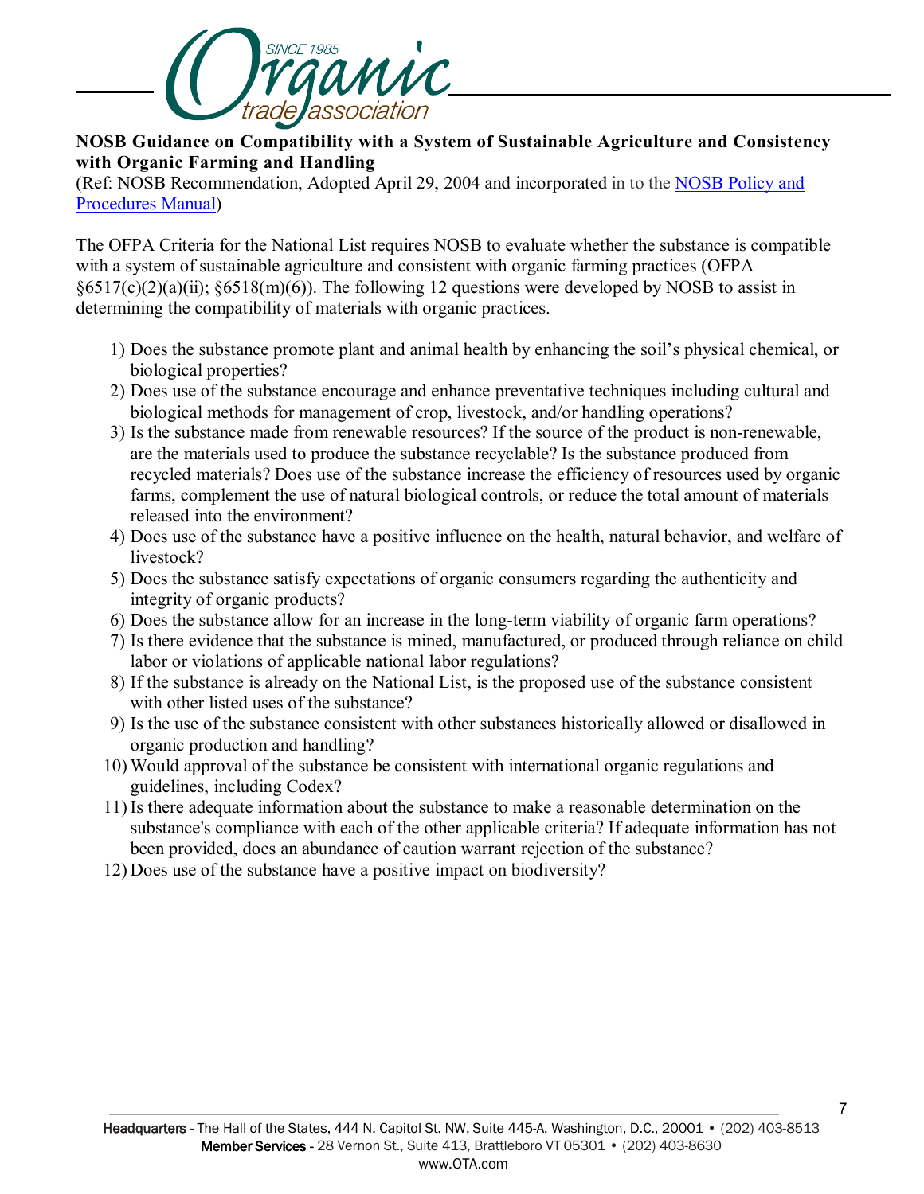**NOSB Guidance on Compatibility with a System of Sustainable Agriculture and Consistency with Organic Farming and Handling**
(Ref: NOSB Recommendation, Adopted April 29, 2004 and incorporated in to the [NOSB Policy and Procedures Manual](NOSB Policy and Procedures Manual))

The OFPA Criteria for the National List requires NOSB to evaluate whether the substance is compatible with a system of sustainable agriculture and consistent with organic farming practices (OFPA §6517(c)(2)(a)(ii); §6518(m)(6)). The following 12 questions were developed by NOSB to assist in determining the compatibility of materials with organic practices.

1) Does the substance promote plant and animal health by enhancing the soil's physical chemical, or biological properties?
2) Does use of the substance encourage and enhance preventative techniques including cultural and biological methods for management of crop, livestock, and/or handling operations?
3) Is the substance made from renewable resources? If the source of the product is non-renewable, are the materials used to produce the substance recyclable? Is the substance produced from recycled materials? Does use of the substance increase the efficiency of resources used by organic farms, complement the use of natural biological controls, or reduce the total amount of materials released into the environment?
4) Does use of the substance have a positive influence on the health, natural behavior, and welfare of livestock?
5) Does the substance satisfy expectations of organic consumers regarding the authenticity and integrity of organic products?
6) Does the substance allow for an increase in the long-term viability of organic farm operations?
7) Is there evidence that the substance is mined, manufactured, or produced through reliance on child labor or violations of applicable national labor regulations?
8) If the substance is already on the National List, is the proposed use of the substance consistent with other listed uses of the substance?
9) Is the use of the substance consistent with other substances historically allowed or disallowed in organic production and handling?
10) Would approval of the substance be consistent with international organic regulations and guidelines, including Codex?
11) Is there adequate information about the substance to make a reasonable determination on the substance's compliance with each of the other applicable criteria? If adequate information has not been provided, does an abundance of caution warrant rejection of the substance?
12) Does use of the substance have a positive impact on biodiversity?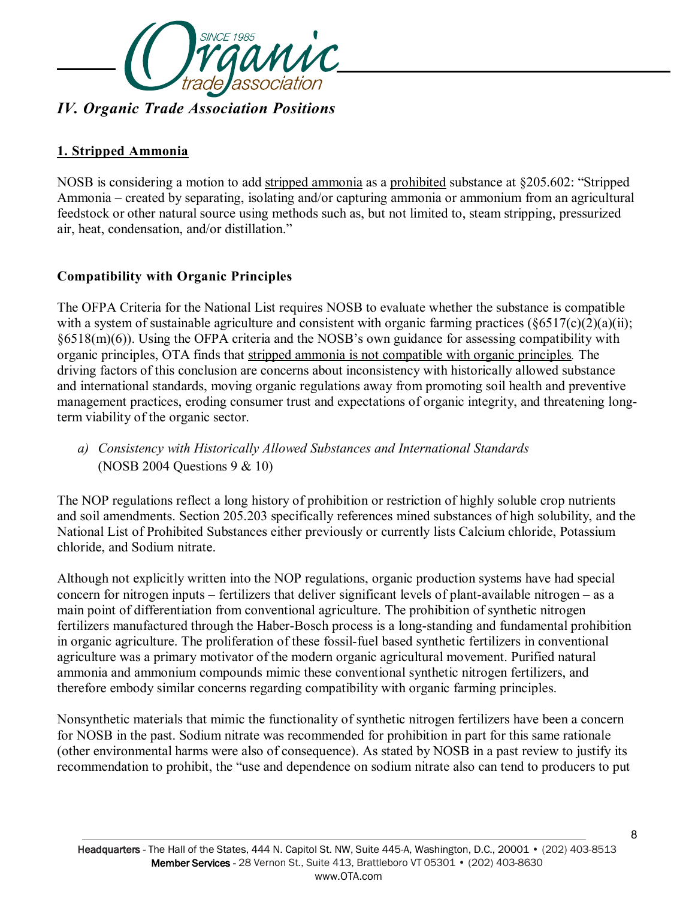## *IV. Organic Trade Association Positions*

### <u>1. Stripped Ammonia</u>

NOSB is considering a motion to add <u>stripped ammonia</u> as a <u>prohibited</u> substance at §205.602: "Stripped Ammonia – created by separating, isolating and/or capturing ammonia or ammonium from an agricultural feedstock or other natural source using methods such as, but not limited to, steam stripping, pressurized air, heat, condensation, and/or distillation."

### Compatibility with Organic Principles

The OFPA Criteria for the National List requires NOSB to evaluate whether the substance is compatible with a system of sustainable agriculture and consistent with organic farming practices (§6517(c)(2)(a)(ii); §6518(m)(6)). Using the OFPA criteria and the NOSB's own guidance for assessing compatibility with organic principles, OTA finds that <u>stripped ammonia is not compatible with organic principles</u>. The driving factors of this conclusion are concerns about inconsistency with historically allowed substance and international standards, moving organic regulations away from promoting soil health and preventive management practices, eroding consumer trust and expectations of organic integrity, and threatening long-term viability of the organic sector.

a) *Consistency with Historically Allowed Substances and International Standards* (NOSB 2004 Questions 9 & 10)

The NOP regulations reflect a long history of prohibition or restriction of highly soluble crop nutrients and soil amendments. Section 205.203 specifically references mined substances of high solubility, and the National List of Prohibited Substances either previously or currently lists Calcium chloride, Potassium chloride, and Sodium nitrate.

Although not explicitly written into the NOP regulations, organic production systems have had special concern for nitrogen inputs – fertilizers that deliver significant levels of plant-available nitrogen – as a main point of differentiation from conventional agriculture. The prohibition of synthetic nitrogen fertilizers manufactured through the Haber-Bosch process is a long-standing and fundamental prohibition in organic agriculture. The proliferation of these fossil-fuel based synthetic fertilizers in conventional agriculture was a primary motivator of the modern organic agricultural movement. Purified natural ammonia and ammonium compounds mimic these conventional synthetic nitrogen fertilizers, and therefore embody similar concerns regarding compatibility with organic farming principles.

Nonsynthetic materials that mimic the functionality of synthetic nitrogen fertilizers have been a concern for NOSB in the past. Sodium nitrate was recommended for prohibition in part for this same rationale (other environmental harms were also of consequence). As stated by NOSB in a past review to justify its recommendation to prohibit, the "use and dependence on sodium nitrate also can tend to producers to put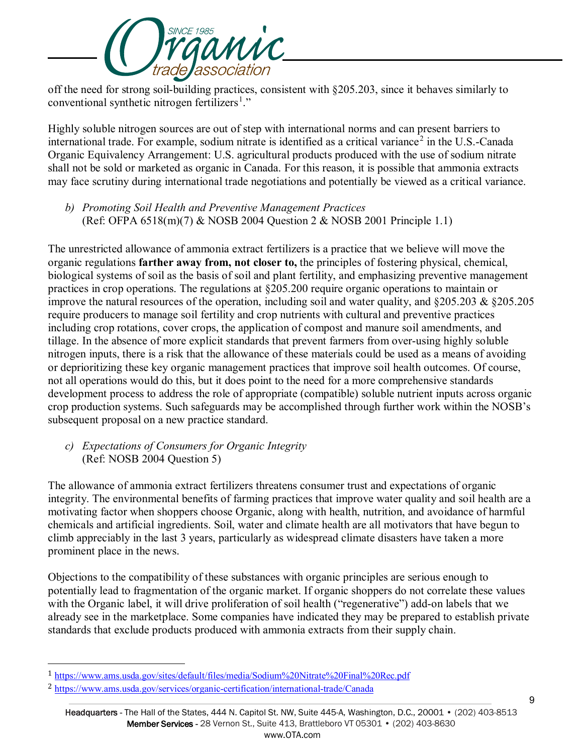off the need for strong soil-building practices, consistent with §205.203, since it behaves similarly to conventional synthetic nitrogen fertilizers[1]."

Highly soluble nitrogen sources are out of step with international norms and can present barriers to international trade. For example, sodium nitrate is identified as a critical variance[2] in the U.S.-Canada Organic Equivalency Arrangement: U.S. agricultural products produced with the use of sodium nitrate shall not be sold or marketed as organic in Canada. For this reason, it is possible that ammonia extracts may face scrutiny during international trade negotiations and potentially be viewed as a critical variance.

b) *Promoting Soil Health and Preventive Management Practices*
(Ref: OFPA 6518(m)(7) & NOSB 2004 Question 2 & NOSB 2001 Principle 1.1)

The unrestricted allowance of ammonia extract fertilizers is a practice that we believe will move the organic regulations **farther away from, not closer to,** the principles of fostering physical, chemical, biological systems of soil as the basis of soil and plant fertility, and emphasizing preventive management practices in crop operations. The regulations at §205.200 require organic operations to maintain or improve the natural resources of the operation, including soil and water quality, and §205.203 & §205.205 require producers to manage soil fertility and crop nutrients with cultural and preventive practices including crop rotations, cover crops, the application of compost and manure soil amendments, and tillage. In the absence of more explicit standards that prevent farmers from over-using highly soluble nitrogen inputs, there is a risk that the allowance of these materials could be used as a means of avoiding or deprioritizing these key organic management practices that improve soil health outcomes. Of course, not all operations would do this, but it does point to the need for a more comprehensive standards development process to address the role of appropriate (compatible) soluble nutrient inputs across organic crop production systems. Such safeguards may be accomplished through further work within the NOSB's subsequent proposal on a new practice standard.

c) *Expectations of Consumers for Organic Integrity*
(Ref: NOSB 2004 Question 5)

The allowance of ammonia extract fertilizers threatens consumer trust and expectations of organic integrity. The environmental benefits of farming practices that improve water quality and soil health are a motivating factor when shoppers choose Organic, along with health, nutrition, and avoidance of harmful chemicals and artificial ingredients. Soil, water and climate health are all motivators that have begun to climb appreciably in the last 3 years, particularly as widespread climate disasters have taken a more prominent place in the news.

Objections to the compatibility of these substances with organic principles are serious enough to potentially lead to fragmentation of the organic market. If organic shoppers do not correlate these values with the Organic label, it will drive proliferation of soil health ("regenerative") add-on labels that we already see in the marketplace. Some companies have indicated they may be prepared to establish private standards that exclude products produced with ammonia extracts from their supply chain.

---

[1] https://www.ams.usda.gov/sites/default/files/media/Sodium%20Nitrate%20Final%20Rec.pdf

[2] https://www.ams.usda.gov/services/organic-certification/international-trade/Canada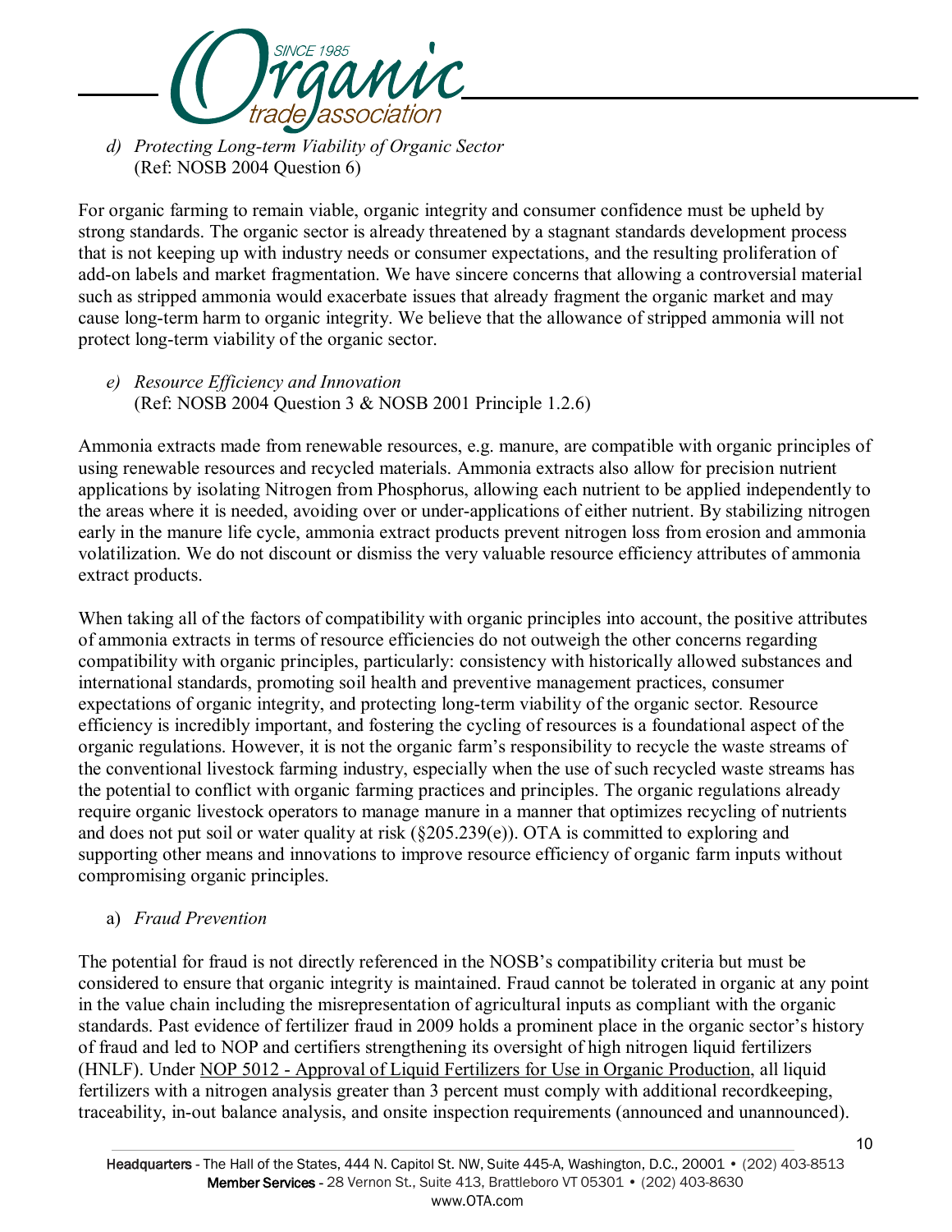d) *Protecting Long-term Viability of Organic Sector*
(Ref: NOSB 2004 Question 6)

For organic farming to remain viable, organic integrity and consumer confidence must be upheld by strong standards. The organic sector is already threatened by a stagnant standards development process that is not keeping up with industry needs or consumer expectations, and the resulting proliferation of add-on labels and market fragmentation. We have sincere concerns that allowing a controversial material such as stripped ammonia would exacerbate issues that already fragment the organic market and may cause long-term harm to organic integrity. We believe that the allowance of stripped ammonia will not protect long-term viability of the organic sector.

e) *Resource Efficiency and Innovation*
(Ref: NOSB 2004 Question 3 & NOSB 2001 Principle 1.2.6)

Ammonia extracts made from renewable resources, e.g. manure, are compatible with organic principles of using renewable resources and recycled materials. Ammonia extracts also allow for precision nutrient applications by isolating Nitrogen from Phosphorus, allowing each nutrient to be applied independently to the areas where it is needed, avoiding over or under-applications of either nutrient. By stabilizing nitrogen early in the manure life cycle, ammonia extract products prevent nitrogen loss from erosion and ammonia volatilization. We do not discount or dismiss the very valuable resource efficiency attributes of ammonia extract products.

When taking all of the factors of compatibility with organic principles into account, the positive attributes of ammonia extracts in terms of resource efficiencies do not outweigh the other concerns regarding compatibility with organic principles, particularly: consistency with historically allowed substances and international standards, promoting soil health and preventive management practices, consumer expectations of organic integrity, and protecting long-term viability of the organic sector. Resource efficiency is incredibly important, and fostering the cycling of resources is a foundational aspect of the organic regulations. However, it is not the organic farm's responsibility to recycle the waste streams of the conventional livestock farming industry, especially when the use of such recycled waste streams has the potential to conflict with organic farming practices and principles. The organic regulations already require organic livestock operators to manage manure in a manner that optimizes recycling of nutrients and does not put soil or water quality at risk (§205.239(e)). OTA is committed to exploring and supporting other means and innovations to improve resource efficiency of organic farm inputs without compromising organic principles.

a) *Fraud Prevention*

The potential for fraud is not directly referenced in the NOSB's compatibility criteria but must be considered to ensure that organic integrity is maintained. Fraud cannot be tolerated in organic at any point in the value chain including the misrepresentation of agricultural inputs as compliant with the organic standards. Past evidence of fertilizer fraud in 2009 holds a prominent place in the organic sector's history of fraud and led to NOP and certifiers strengthening its oversight of high nitrogen liquid fertilizers (HNLF). Under NOP 5012 - Approval of Liquid Fertilizers for Use in Organic Production, all liquid fertilizers with a nitrogen analysis greater than 3 percent must comply with additional recordkeeping, traceability, in-out balance analysis, and onsite inspection requirements (announced and unannounced).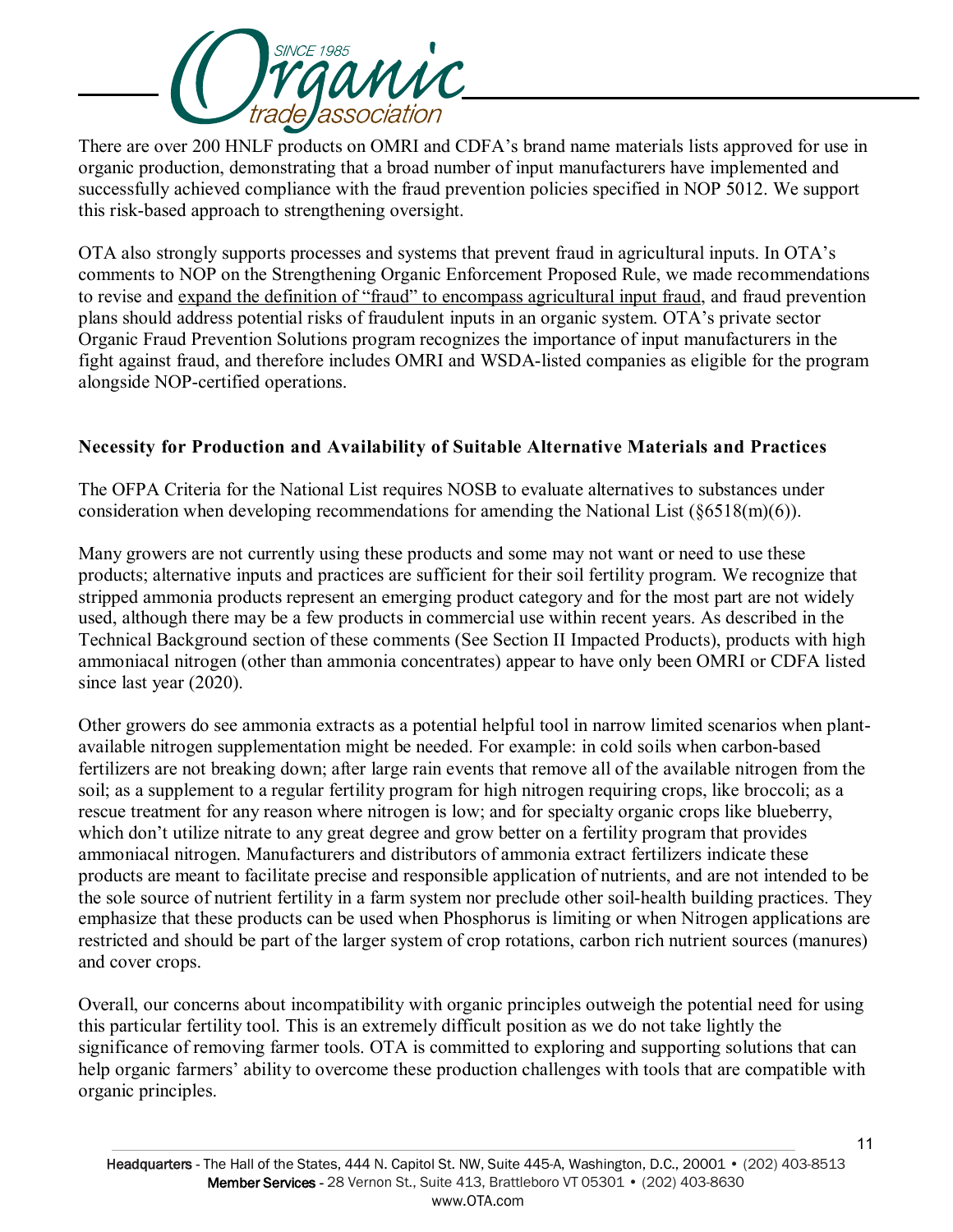There are over 200 HNLF products on OMRI and CDFA's brand name materials lists approved for use in organic production, demonstrating that a broad number of input manufacturers have implemented and successfully achieved compliance with the fraud prevention policies specified in NOP 5012. We support this risk-based approach to strengthening oversight.

OTA also strongly supports processes and systems that prevent fraud in agricultural inputs. In OTA's comments to NOP on the Strengthening Organic Enforcement Proposed Rule, we made recommendations to revise and expand the definition of "fraud" to encompass agricultural input fraud, and fraud prevention plans should address potential risks of fraudulent inputs in an organic system. OTA's private sector Organic Fraud Prevention Solutions program recognizes the importance of input manufacturers in the fight against fraud, and therefore includes OMRI and WSDA-listed companies as eligible for the program alongside NOP-certified operations.

**Necessity for Production and Availability of Suitable Alternative Materials and Practices**

The OFPA Criteria for the National List requires NOSB to evaluate alternatives to substances under consideration when developing recommendations for amending the National List (§6518(m)(6)).

Many growers are not currently using these products and some may not want or need to use these products; alternative inputs and practices are sufficient for their soil fertility program. We recognize that stripped ammonia products represent an emerging product category and for the most part are not widely used, although there may be a few products in commercial use within recent years. As described in the Technical Background section of these comments (See Section II Impacted Products), products with high ammoniacal nitrogen (other than ammonia concentrates) appear to have only been OMRI or CDFA listed since last year (2020).

Other growers do see ammonia extracts as a potential helpful tool in narrow limited scenarios when plant-available nitrogen supplementation might be needed. For example: in cold soils when carbon-based fertilizers are not breaking down; after large rain events that remove all of the available nitrogen from the soil; as a supplement to a regular fertility program for high nitrogen requiring crops, like broccoli; as a rescue treatment for any reason where nitrogen is low; and for specialty organic crops like blueberry, which don't utilize nitrate to any great degree and grow better on a fertility program that provides ammoniacal nitrogen. Manufacturers and distributors of ammonia extract fertilizers indicate these products are meant to facilitate precise and responsible application of nutrients, and are not intended to be the sole source of nutrient fertility in a farm system nor preclude other soil-health building practices. They emphasize that these products can be used when Phosphorus is limiting or when Nitrogen applications are restricted and should be part of the larger system of crop rotations, carbon rich nutrient sources (manures) and cover crops.

Overall, our concerns about incompatibility with organic principles outweigh the potential need for using this particular fertility tool. This is an extremely difficult position as we do not take lightly the significance of removing farmer tools. OTA is committed to exploring and supporting solutions that can help organic farmers' ability to overcome these production challenges with tools that are compatible with organic principles.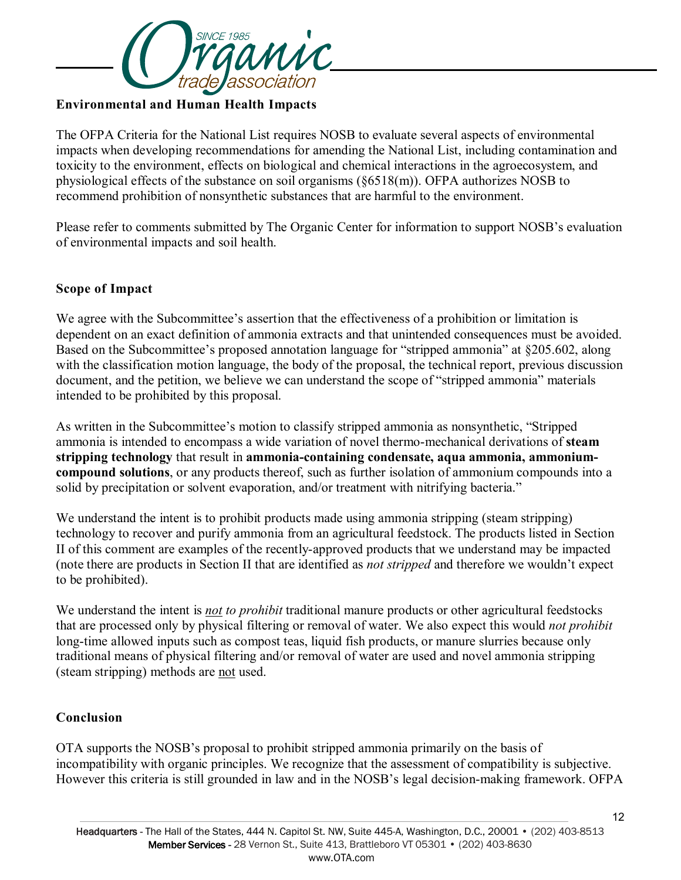### Environmental and Human Health Impacts

The OFPA Criteria for the National List requires NOSB to evaluate several aspects of environmental impacts when developing recommendations for amending the National List, including contamination and toxicity to the environment, effects on biological and chemical interactions in the agroecosystem, and physiological effects of the substance on soil organisms (§6518(m)). OFPA authorizes NOSB to recommend prohibition of nonsynthetic substances that are harmful to the environment.

Please refer to comments submitted by The Organic Center for information to support NOSB's evaluation of environmental impacts and soil health.

### Scope of Impact

We agree with the Subcommittee's assertion that the effectiveness of a prohibition or limitation is dependent on an exact definition of ammonia extracts and that unintended consequences must be avoided. Based on the Subcommittee's proposed annotation language for "stripped ammonia" at §205.602, along with the classification motion language, the body of the proposal, the technical report, previous discussion document, and the petition, we believe we can understand the scope of "stripped ammonia" materials intended to be prohibited by this proposal.

As written in the Subcommittee's motion to classify stripped ammonia as nonsynthetic, "Stripped ammonia is intended to encompass a wide variation of novel thermo-mechanical derivations of **steam stripping technology** that result in **ammonia-containing condensate, aqua ammonia, ammonium-compound solutions**, or any products thereof, such as further isolation of ammonium compounds into a solid by precipitation or solvent evaporation, and/or treatment with nitrifying bacteria."

We understand the intent is to prohibit products made using ammonia stripping (steam stripping) technology to recover and purify ammonia from an agricultural feedstock. The products listed in Section II of this comment are examples of the recently-approved products that we understand may be impacted (note there are products in Section II that are identified as *not stripped* and therefore we wouldn't expect to be prohibited).

We understand the intent is *<u>not</u> to prohibit* traditional manure products or other agricultural feedstocks that are processed only by physical filtering or removal of water. We also expect this would *not prohibit* long-time allowed inputs such as compost teas, liquid fish products, or manure slurries because only traditional means of physical filtering and/or removal of water are used and novel ammonia stripping (steam stripping) methods are <u>not</u> used.

### Conclusion

OTA supports the NOSB's proposal to prohibit stripped ammonia primarily on the basis of incompatibility with organic principles. We recognize that the assessment of compatibility is subjective. However this criteria is still grounded in law and in the NOSB's legal decision-making framework. OFPA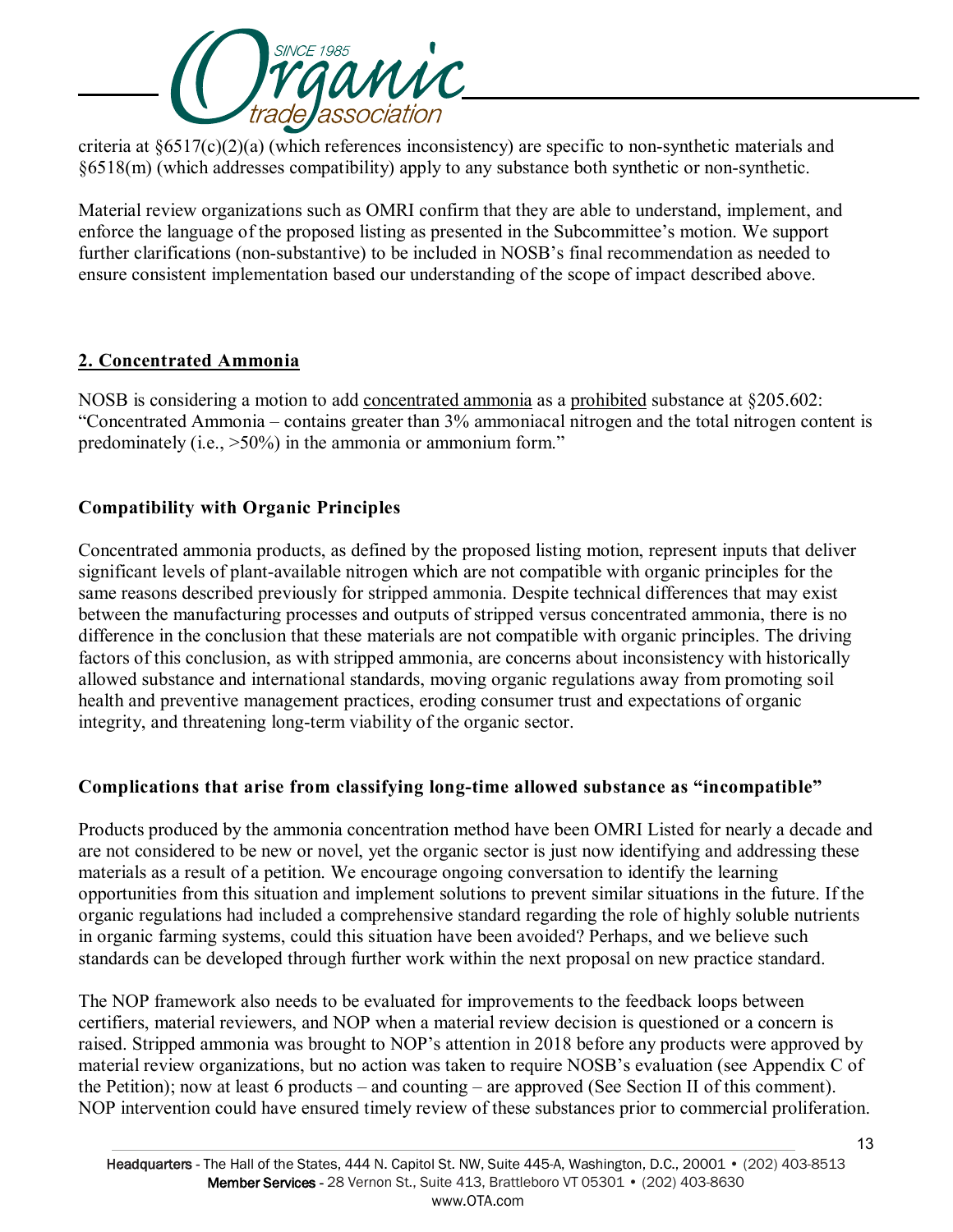criteria at §6517(c)(2)(a) (which references inconsistency) are specific to non-synthetic materials and §6518(m) (which addresses compatibility) apply to any substance both synthetic or non-synthetic.

Material review organizations such as OMRI confirm that they are able to understand, implement, and enforce the language of the proposed listing as presented in the Subcommittee's motion. We support further clarifications (non-substantive) to be included in NOSB's final recommendation as needed to ensure consistent implementation based our understanding of the scope of impact described above.

## 2. Concentrated Ammonia

NOSB is considering a motion to add concentrated ammonia as a prohibited substance at §205.602: "Concentrated Ammonia – contains greater than 3% ammoniacal nitrogen and the total nitrogen content is predominately (i.e., >50%) in the ammonia or ammonium form."

### Compatibility with Organic Principles

Concentrated ammonia products, as defined by the proposed listing motion, represent inputs that deliver significant levels of plant-available nitrogen which are not compatible with organic principles for the same reasons described previously for stripped ammonia. Despite technical differences that may exist between the manufacturing processes and outputs of stripped versus concentrated ammonia, there is no difference in the conclusion that these materials are not compatible with organic principles. The driving factors of this conclusion, as with stripped ammonia, are concerns about inconsistency with historically allowed substance and international standards, moving organic regulations away from promoting soil health and preventive management practices, eroding consumer trust and expectations of organic integrity, and threatening long-term viability of the organic sector.

### Complications that arise from classifying long-time allowed substance as "incompatible"

Products produced by the ammonia concentration method have been OMRI Listed for nearly a decade and are not considered to be new or novel, yet the organic sector is just now identifying and addressing these materials as a result of a petition. We encourage ongoing conversation to identify the learning opportunities from this situation and implement solutions to prevent similar situations in the future. If the organic regulations had included a comprehensive standard regarding the role of highly soluble nutrients in organic farming systems, could this situation have been avoided? Perhaps, and we believe such standards can be developed through further work within the next proposal on new practice standard.

The NOP framework also needs to be evaluated for improvements to the feedback loops between certifiers, material reviewers, and NOP when a material review decision is questioned or a concern is raised. Stripped ammonia was brought to NOP's attention in 2018 before any products were approved by material review organizations, but no action was taken to require NOSB's evaluation (see Appendix C of the Petition); now at least 6 products – and counting – are approved (See Section II of this comment). NOP intervention could have ensured timely review of these substances prior to commercial proliferation.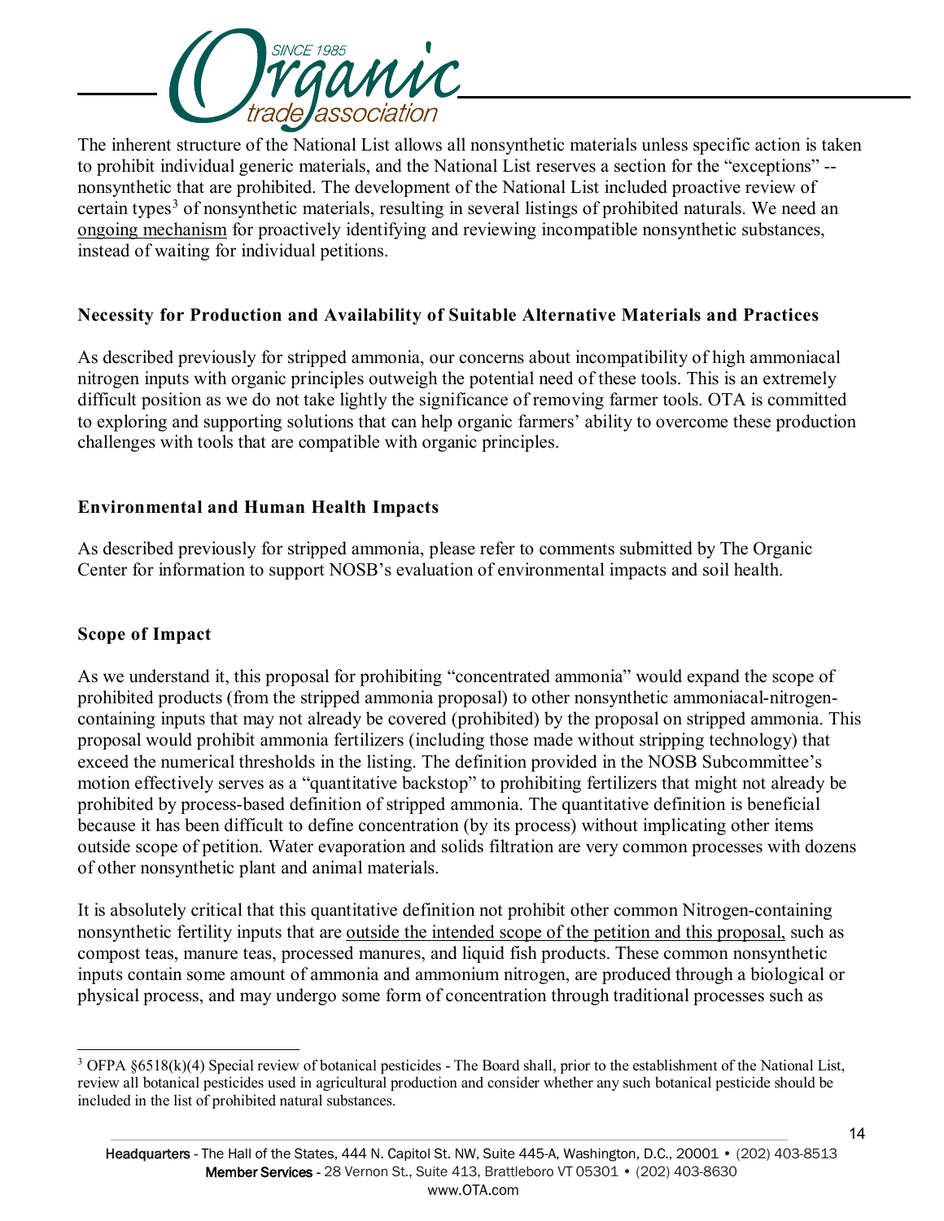The inherent structure of the National List allows all nonsynthetic materials unless specific action is taken to prohibit individual generic materials, and the National List reserves a section for the "exceptions" -- nonsynthetic that are prohibited. The development of the National List included proactive review of certain types[3] of nonsynthetic materials, resulting in several listings of prohibited naturals. We need an ongoing mechanism for proactively identifying and reviewing incompatible nonsynthetic substances, instead of waiting for individual petitions.

**Necessity for Production and Availability of Suitable Alternative Materials and Practices**

As described previously for stripped ammonia, our concerns about incompatibility of high ammoniacal nitrogen inputs with organic principles outweigh the potential need of these tools. This is an extremely difficult position as we do not take lightly the significance of removing farmer tools. OTA is committed to exploring and supporting solutions that can help organic farmers' ability to overcome these production challenges with tools that are compatible with organic principles.

**Environmental and Human Health Impacts**

As described previously for stripped ammonia, please refer to comments submitted by The Organic Center for information to support NOSB's evaluation of environmental impacts and soil health.

**Scope of Impact**

As we understand it, this proposal for prohibiting "concentrated ammonia" would expand the scope of prohibited products (from the stripped ammonia proposal) to other nonsynthetic ammoniacal-nitrogen-containing inputs that may not already be covered (prohibited) by the proposal on stripped ammonia. This proposal would prohibit ammonia fertilizers (including those made without stripping technology) that exceed the numerical thresholds in the listing. The definition provided in the NOSB Subcommittee's motion effectively serves as a "quantitative backstop" to prohibiting fertilizers that might not already be prohibited by process-based definition of stripped ammonia. The quantitative definition is beneficial because it has been difficult to define concentration (by its process) without implicating other items outside scope of petition. Water evaporation and solids filtration are very common processes with dozens of other nonsynthetic plant and animal materials.

It is absolutely critical that this quantitative definition not prohibit other common Nitrogen-containing nonsynthetic fertility inputs that are outside the intended scope of the petition and this proposal, such as compost teas, manure teas, processed manures, and liquid fish products. These common nonsynthetic inputs contain some amount of ammonia and ammonium nitrogen, are produced through a biological or physical process, and may undergo some form of concentration through traditional processes such as

[3] OFPA §6518(k)(4) Special review of botanical pesticides - The Board shall, prior to the establishment of the National List, review all botanical pesticides used in agricultural production and consider whether any such botanical pesticide should be included in the list of prohibited natural substances.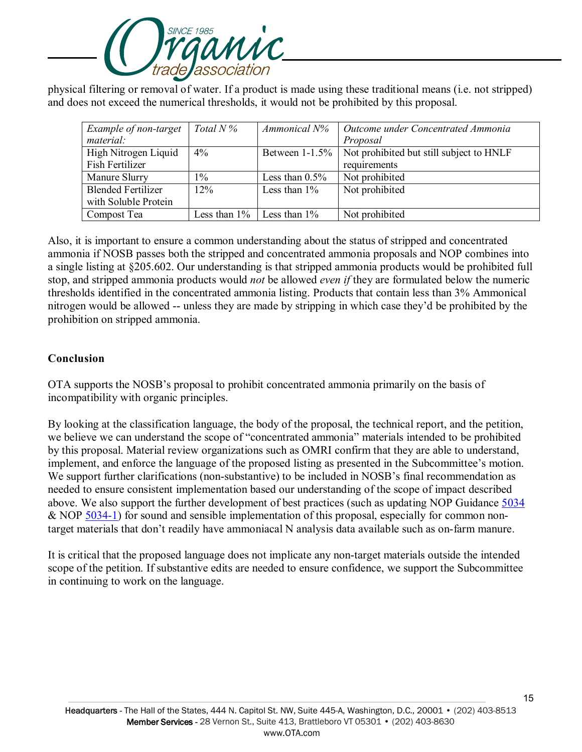physical filtering or removal of water. If a product is made using these traditional means (i.e. not stripped) and does not exceed the numerical thresholds, it would not be prohibited by this proposal.

| *Example of non-target material:* | *Total N %* | *Ammonical N%* | *Outcome under Concentrated Ammonia Proposal* |
|---|---|---|---|
| High Nitrogen Liquid Fish Fertilizer | 4% | Between 1-1.5% | Not prohibited but still subject to HNLF requirements |
| Manure Slurry | 1% | Less than 0.5% | Not prohibited |
| Blended Fertilizer with Soluble Protein | 12% | Less than 1% | Not prohibited |
| Compost Tea | Less than 1% | Less than 1% | Not prohibited |

Also, it is important to ensure a common understanding about the status of stripped and concentrated ammonia if NOSB passes both the stripped and concentrated ammonia proposals and NOP combines into a single listing at §205.602. Our understanding is that stripped ammonia products would be prohibited full stop, and stripped ammonia products would *not* be allowed *even if* they are formulated below the numeric thresholds identified in the concentrated ammonia listing. Products that contain less than 3% Ammonical nitrogen would be allowed -- unless they are made by stripping in which case they'd be prohibited by the prohibition on stripped ammonia.

**Conclusion**

OTA supports the NOSB's proposal to prohibit concentrated ammonia primarily on the basis of incompatibility with organic principles.

By looking at the classification language, the body of the proposal, the technical report, and the petition, we believe we can understand the scope of "concentrated ammonia" materials intended to be prohibited by this proposal. Material review organizations such as OMRI confirm that they are able to understand, implement, and enforce the language of the proposed listing as presented in the Subcommittee's motion. We support further clarifications (non-substantive) to be included in NOSB's final recommendation as needed to ensure consistent implementation based our understanding of the scope of impact described above. We also support the further development of best practices (such as updating NOP Guidance 5034 & NOP 5034-1) for sound and sensible implementation of this proposal, especially for common non-target materials that don't readily have ammoniacal N analysis data available such as on-farm manure.

It is critical that the proposed language does not implicate any non-target materials outside the intended scope of the petition. If substantive edits are needed to ensure confidence, we support the Subcommittee in continuing to work on the language.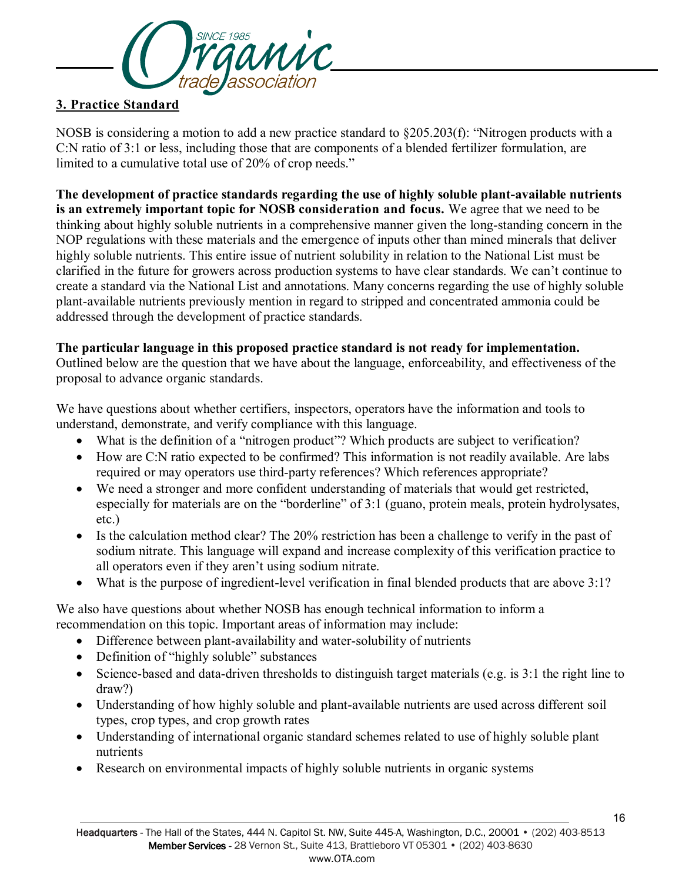### 3. Practice Standard

NOSB is considering a motion to add a new practice standard to §205.203(f): "Nitrogen products with a C:N ratio of 3:1 or less, including those that are components of a blended fertilizer formulation, are limited to a cumulative total use of 20% of crop needs."

**The development of practice standards regarding the use of highly soluble plant-available nutrients is an extremely important topic for NOSB consideration and focus.** We agree that we need to be thinking about highly soluble nutrients in a comprehensive manner given the long-standing concern in the NOP regulations with these materials and the emergence of inputs other than mined minerals that deliver highly soluble nutrients. This entire issue of nutrient solubility in relation to the National List must be clarified in the future for growers across production systems to have clear standards. We can't continue to create a standard via the National List and annotations. Many concerns regarding the use of highly soluble plant-available nutrients previously mention in regard to stripped and concentrated ammonia could be addressed through the development of practice standards.

**The particular language in this proposed practice standard is not ready for implementation.** Outlined below are the question that we have about the language, enforceability, and effectiveness of the proposal to advance organic standards.

We have questions about whether certifiers, inspectors, operators have the information and tools to understand, demonstrate, and verify compliance with this language.

- What is the definition of a "nitrogen product"? Which products are subject to verification?
- How are C:N ratio expected to be confirmed? This information is not readily available. Are labs required or may operators use third-party references? Which references appropriate?
- We need a stronger and more confident understanding of materials that would get restricted, especially for materials are on the "borderline" of 3:1 (guano, protein meals, protein hydrolysates, etc.)
- Is the calculation method clear? The 20% restriction has been a challenge to verify in the past of sodium nitrate. This language will expand and increase complexity of this verification practice to all operators even if they aren't using sodium nitrate.
- What is the purpose of ingredient-level verification in final blended products that are above 3:1?

We also have questions about whether NOSB has enough technical information to inform a recommendation on this topic. Important areas of information may include:

- Difference between plant-availability and water-solubility of nutrients
- Definition of "highly soluble" substances
- Science-based and data-driven thresholds to distinguish target materials (e.g. is 3:1 the right line to draw?)
- Understanding of how highly soluble and plant-available nutrients are used across different soil types, crop types, and crop growth rates
- Understanding of international organic standard schemes related to use of highly soluble plant nutrients
- Research on environmental impacts of highly soluble nutrients in organic systems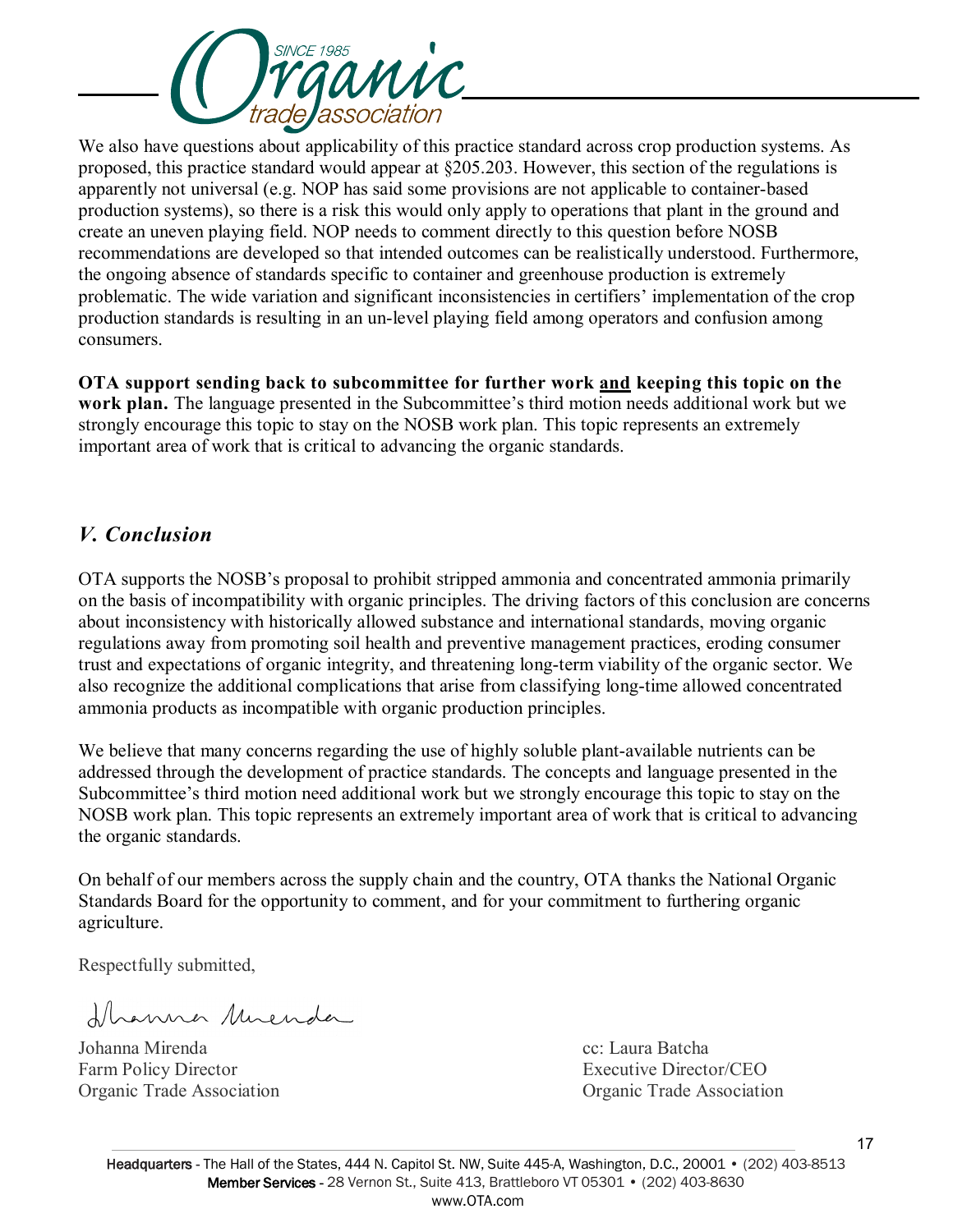We also have questions about applicability of this practice standard across crop production systems. As proposed, this practice standard would appear at §205.203. However, this section of the regulations is apparently not universal (e.g. NOP has said some provisions are not applicable to container-based production systems), so there is a risk this would only apply to operations that plant in the ground and create an uneven playing field. NOP needs to comment directly to this question before NOSB recommendations are developed so that intended outcomes can be realistically understood. Furthermore, the ongoing absence of standards specific to container and greenhouse production is extremely problematic. The wide variation and significant inconsistencies in certifiers' implementation of the crop production standards is resulting in an un-level playing field among operators and confusion among consumers.

**OTA support sending back to subcommittee for further work <u>and</u> keeping this topic on the work plan.** The language presented in the Subcommittee's third motion needs additional work but we strongly encourage this topic to stay on the NOSB work plan. This topic represents an extremely important area of work that is critical to advancing the organic standards.

## *V. Conclusion*

OTA supports the NOSB's proposal to prohibit stripped ammonia and concentrated ammonia primarily on the basis of incompatibility with organic principles. The driving factors of this conclusion are concerns about inconsistency with historically allowed substance and international standards, moving organic regulations away from promoting soil health and preventive management practices, eroding consumer trust and expectations of organic integrity, and threatening long-term viability of the organic sector. We also recognize the additional complications that arise from classifying long-time allowed concentrated ammonia products as incompatible with organic production principles.

We believe that many concerns regarding the use of highly soluble plant-available nutrients can be addressed through the development of practice standards. The concepts and language presented in the Subcommittee's third motion need additional work but we strongly encourage this topic to stay on the NOSB work plan. This topic represents an extremely important area of work that is critical to advancing the organic standards.

On behalf of our members across the supply chain and the country, OTA thanks the National Organic Standards Board for the opportunity to comment, and for your commitment to furthering organic agriculture.

Respectfully submitted,

Johanna Mirenda
Farm Policy Director
Organic Trade Association

cc: Laura Batcha
Executive Director/CEO
Organic Trade Association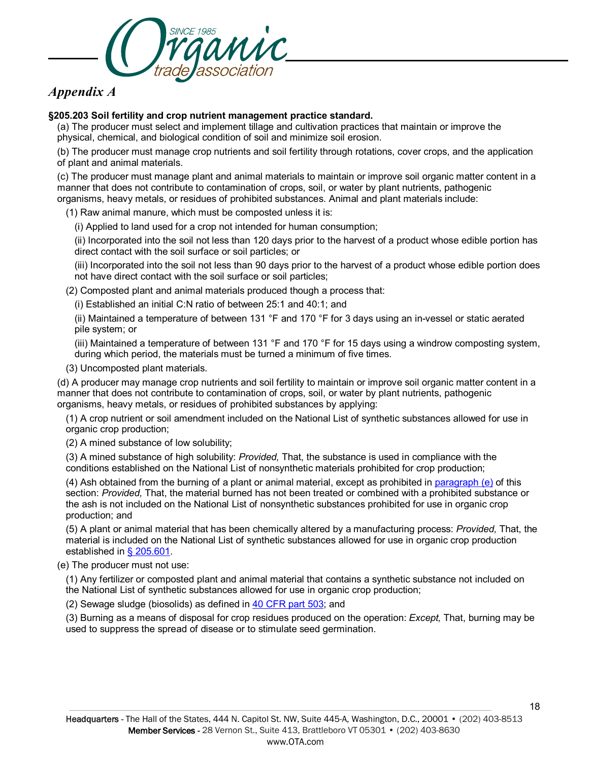*Appendix A*

**§205.203 Soil fertility and crop nutrient management practice standard.**

(a) The producer must select and implement tillage and cultivation practices that maintain or improve the physical, chemical, and biological condition of soil and minimize soil erosion.

(b) The producer must manage crop nutrients and soil fertility through rotations, cover crops, and the application of plant and animal materials.

(c) The producer must manage plant and animal materials to maintain or improve soil organic matter content in a manner that does not contribute to contamination of crops, soil, or water by plant nutrients, pathogenic organisms, heavy metals, or residues of prohibited substances. Animal and plant materials include:

(1) Raw animal manure, which must be composted unless it is:

(i) Applied to land used for a crop not intended for human consumption;

(ii) Incorporated into the soil not less than 120 days prior to the harvest of a product whose edible portion has direct contact with the soil surface or soil particles; or

(iii) Incorporated into the soil not less than 90 days prior to the harvest of a product whose edible portion does not have direct contact with the soil surface or soil particles;

(2) Composted plant and animal materials produced though a process that:

(i) Established an initial C:N ratio of between 25:1 and 40:1; and

(ii) Maintained a temperature of between 131 °F and 170 °F for 3 days using an in-vessel or static aerated pile system; or

(iii) Maintained a temperature of between 131 °F and 170 °F for 15 days using a windrow composting system, during which period, the materials must be turned a minimum of five times.

(3) Uncomposted plant materials.

(d) A producer may manage crop nutrients and soil fertility to maintain or improve soil organic matter content in a manner that does not contribute to contamination of crops, soil, or water by plant nutrients, pathogenic organisms, heavy metals, or residues of prohibited substances by applying:

(1) A crop nutrient or soil amendment included on the National List of synthetic substances allowed for use in organic crop production;

(2) A mined substance of low solubility;

(3) A mined substance of high solubility: *Provided,* That, the substance is used in compliance with the conditions established on the National List of nonsynthetic materials prohibited for crop production;

(4) Ash obtained from the burning of a plant or animal material, except as prohibited in paragraph (e) of this section: *Provided,* That, the material burned has not been treated or combined with a prohibited substance or the ash is not included on the National List of nonsynthetic substances prohibited for use in organic crop production; and

(5) A plant or animal material that has been chemically altered by a manufacturing process: *Provided,* That, the material is included on the National List of synthetic substances allowed for use in organic crop production established in § 205.601.

(e) The producer must not use:

(1) Any fertilizer or composted plant and animal material that contains a synthetic substance not included on the National List of synthetic substances allowed for use in organic crop production;

(2) Sewage sludge (biosolids) as defined in 40 CFR part 503; and

(3) Burning as a means of disposal for crop residues produced on the operation: *Except,* That, burning may be used to suppress the spread of disease or to stimulate seed germination.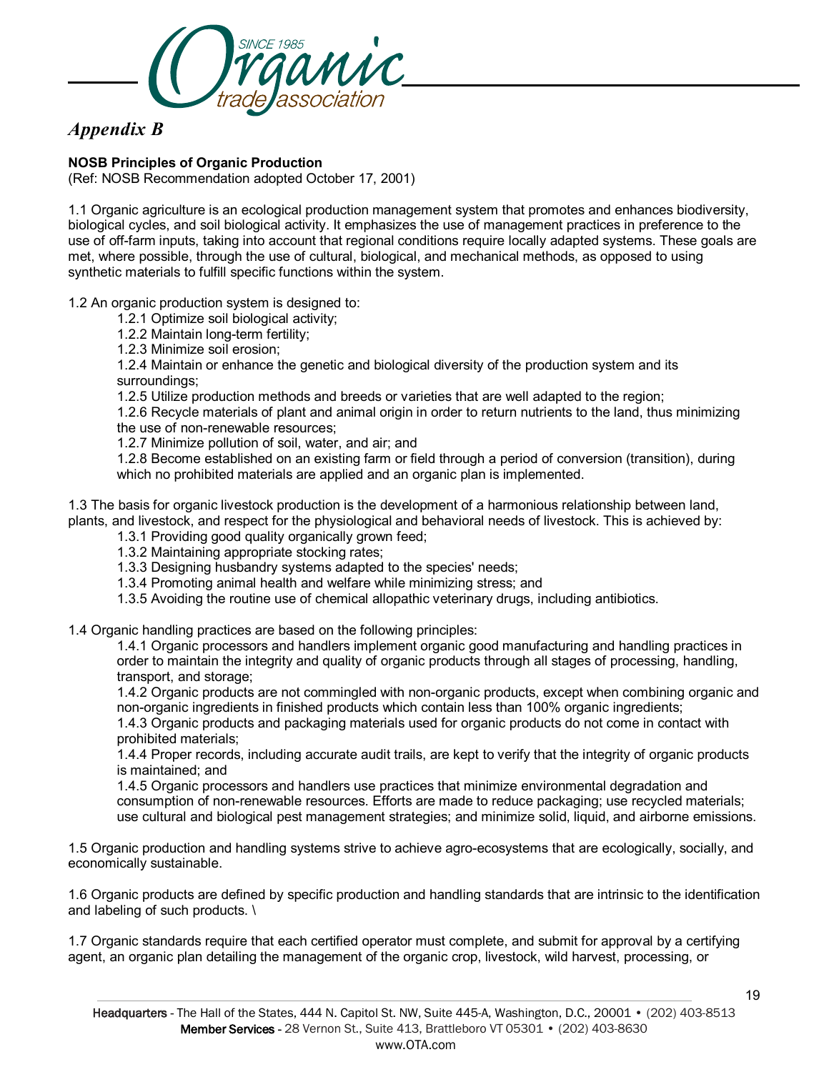*Appendix B*

**NOSB Principles of Organic Production**
(Ref: NOSB Recommendation adopted October 17, 2001)

1.1 Organic agriculture is an ecological production management system that promotes and enhances biodiversity, biological cycles, and soil biological activity. It emphasizes the use of management practices in preference to the use of off-farm inputs, taking into account that regional conditions require locally adapted systems. These goals are met, where possible, through the use of cultural, biological, and mechanical methods, as opposed to using synthetic materials to fulfill specific functions within the system.

1.2 An organic production system is designed to:

- 1.2.1 Optimize soil biological activity;
- 1.2.2 Maintain long-term fertility;
- 1.2.3 Minimize soil erosion;
- 1.2.4 Maintain or enhance the genetic and biological diversity of the production system and its surroundings;
- 1.2.5 Utilize production methods and breeds or varieties that are well adapted to the region;
- 1.2.6 Recycle materials of plant and animal origin in order to return nutrients to the land, thus minimizing the use of non-renewable resources;
- 1.2.7 Minimize pollution of soil, water, and air; and
- 1.2.8 Become established on an existing farm or field through a period of conversion (transition), during which no prohibited materials are applied and an organic plan is implemented.

1.3 The basis for organic livestock production is the development of a harmonious relationship between land, plants, and livestock, and respect for the physiological and behavioral needs of livestock. This is achieved by:

- 1.3.1 Providing good quality organically grown feed;
- 1.3.2 Maintaining appropriate stocking rates;
- 1.3.3 Designing husbandry systems adapted to the species' needs;
- 1.3.4 Promoting animal health and welfare while minimizing stress; and
- 1.3.5 Avoiding the routine use of chemical allopathic veterinary drugs, including antibiotics.

1.4 Organic handling practices are based on the following principles:

- 1.4.1 Organic processors and handlers implement organic good manufacturing and handling practices in order to maintain the integrity and quality of organic products through all stages of processing, handling, transport, and storage;
- 1.4.2 Organic products are not commingled with non-organic products, except when combining organic and non-organic ingredients in finished products which contain less than 100% organic ingredients;
- 1.4.3 Organic products and packaging materials used for organic products do not come in contact with prohibited materials;
- 1.4.4 Proper records, including accurate audit trails, are kept to verify that the integrity of organic products is maintained; and
- 1.4.5 Organic processors and handlers use practices that minimize environmental degradation and consumption of non-renewable resources. Efforts are made to reduce packaging; use recycled materials; use cultural and biological pest management strategies; and minimize solid, liquid, and airborne emissions.

1.5 Organic production and handling systems strive to achieve agro-ecosystems that are ecologically, socially, and economically sustainable.

1.6 Organic products are defined by specific production and handling standards that are intrinsic to the identification and labeling of such products. \

1.7 Organic standards require that each certified operator must complete, and submit for approval by a certifying agent, an organic plan detailing the management of the organic crop, livestock, wild harvest, processing, or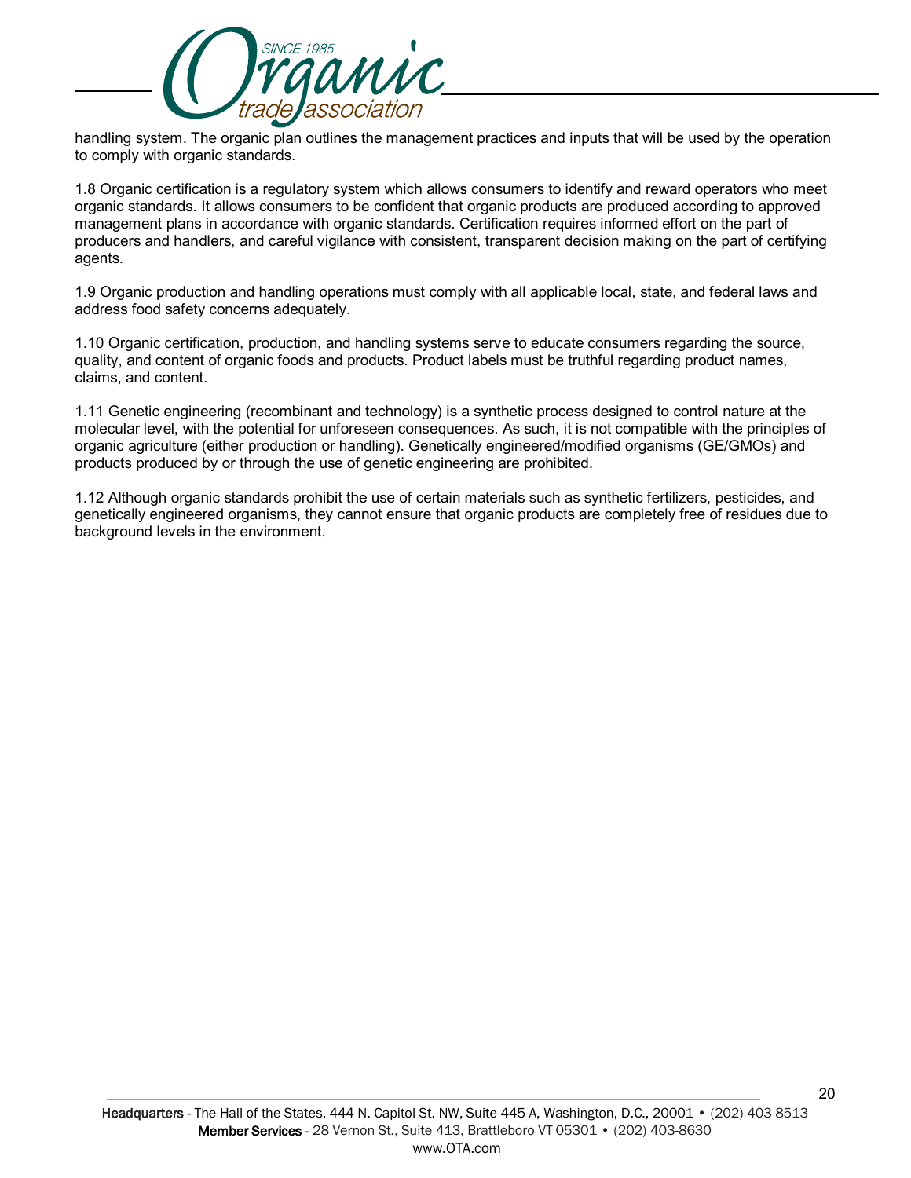handling system. The organic plan outlines the management practices and inputs that will be used by the operation to comply with organic standards.

1.8 Organic certification is a regulatory system which allows consumers to identify and reward operators who meet organic standards. It allows consumers to be confident that organic products are produced according to approved management plans in accordance with organic standards. Certification requires informed effort on the part of producers and handlers, and careful vigilance with consistent, transparent decision making on the part of certifying agents.

1.9 Organic production and handling operations must comply with all applicable local, state, and federal laws and address food safety concerns adequately.

1.10 Organic certification, production, and handling systems serve to educate consumers regarding the source, quality, and content of organic foods and products. Product labels must be truthful regarding product names, claims, and content.

1.11 Genetic engineering (recombinant and technology) is a synthetic process designed to control nature at the molecular level, with the potential for unforeseen consequences. As such, it is not compatible with the principles of organic agriculture (either production or handling). Genetically engineered/modified organisms (GE/GMOs) and products produced by or through the use of genetic engineering are prohibited.

1.12 Although organic standards prohibit the use of certain materials such as synthetic fertilizers, pesticides, and genetically engineered organisms, they cannot ensure that organic products are completely free of residues due to background levels in the environment.